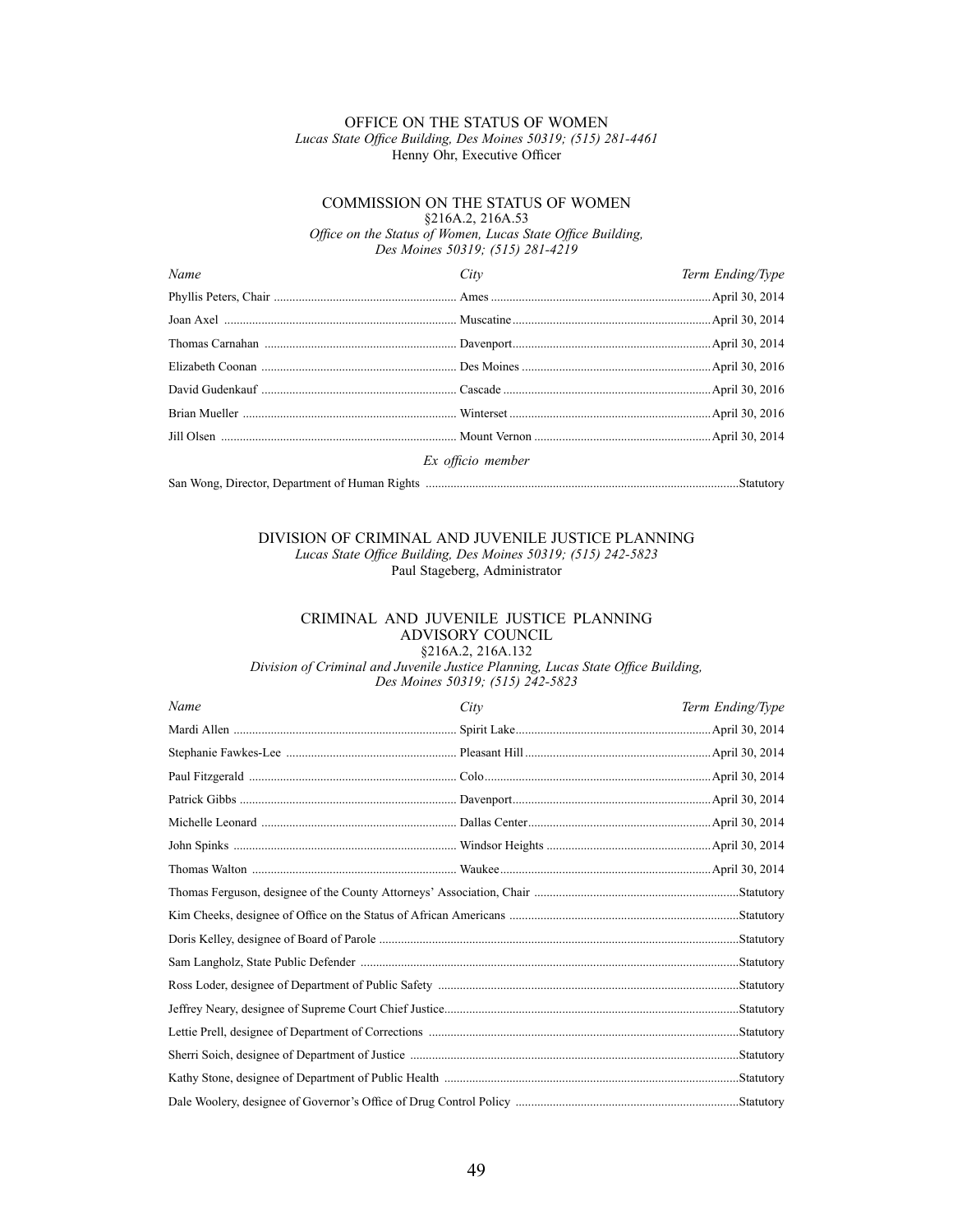## OFFICE ON THE STATUS OF WOMEN

*Lucas State Office Building, Des Moines 50319; (515) 281-4461*

Henny Ohr, Executive Officer

### COMMISSION ON THE STATUS OF WOMEN

§216A.2, 216A.53

*Office on the Status of Women, Lucas State Office Building, Des Moines 50319; (515) 281-4219*

| *Name* | *City* | *Term Ending/Type* |
|---|---|---|
| Phyllis Peters, Chair | Ames | April 30, 2014 |
| Joan Axel | Muscatine | April 30, 2014 |
| Thomas Carnahan | Davenport | April 30, 2014 |
| Elizabeth Coonan | Des Moines | April 30, 2016 |
| David Gudenkauf | Cascade | April 30, 2016 |
| Brian Mueller | Winterset | April 30, 2016 |
| Jill Olsen | Mount Vernon | April 30, 2014 |
| | *Ex officio member* | |
| San Wong, Director, Department of Human Rights | | Statutory |

## DIVISION OF CRIMINAL AND JUVENILE JUSTICE PLANNING

*Lucas State Office Building, Des Moines 50319; (515) 242-5823*

Paul Stageberg, Administrator

### CRIMINAL AND JUVENILE JUSTICE PLANNING ADVISORY COUNCIL

§216A.2, 216A.132

*Division of Criminal and Juvenile Justice Planning, Lucas State Office Building, Des Moines 50319; (515) 242-5823*

| *Name* | *City* | *Term Ending/Type* |
|---|---|---|
| Mardi Allen | Spirit Lake | April 30, 2014 |
| Stephanie Fawkes-Lee | Pleasant Hill | April 30, 2014 |
| Paul Fitzgerald | Colo | April 30, 2014 |
| Patrick Gibbs | Davenport | April 30, 2014 |
| Michelle Leonard | Dallas Center | April 30, 2014 |
| John Spinks | Windsor Heights | April 30, 2014 |
| Thomas Walton | Waukee | April 30, 2014 |
| Thomas Ferguson, designee of the County Attorneys' Association, Chair | | Statutory |
| Kim Cheeks, designee of Office on the Status of African Americans | | Statutory |
| Doris Kelley, designee of Board of Parole | | Statutory |
| Sam Langholz, State Public Defender | | Statutory |
| Ross Loder, designee of Department of Public Safety | | Statutory |
| Jeffrey Neary, designee of Supreme Court Chief Justice | | Statutory |
| Lettie Prell, designee of Department of Corrections | | Statutory |
| Sherri Soich, designee of Department of Justice | | Statutory |
| Kathy Stone, designee of Department of Public Health | | Statutory |
| Dale Woolery, designee of Governor's Office of Drug Control Policy | | Statutory |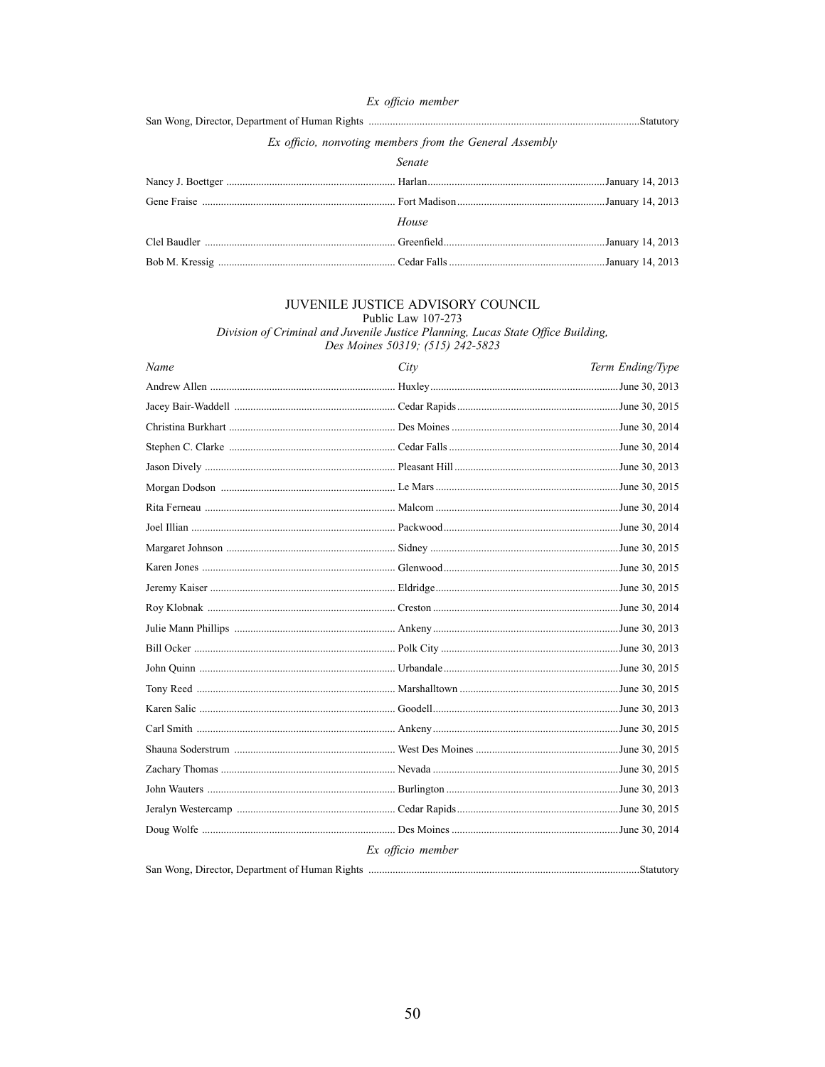*Ex officio member*

| | |
|---|---|
| San Wong, Director, Department of Human Rights | Statutory |

*Ex officio, nonvoting members from the General Assembly*

*Senate*

| | | |
|---|---|---|
| Nancy J. Boettger | Harlan | January 14, 2013 |
| Gene Fraise | Fort Madison | January 14, 2013 |

*House*

| | | |
|---|---|---|
| Clel Baudler | Greenfield | January 14, 2013 |
| Bob M. Kressig | Cedar Falls | January 14, 2013 |

## JUVENILE JUSTICE ADVISORY COUNCIL

Public Law 107-273

*Division of Criminal and Juvenile Justice Planning, Lucas State Office Building, Des Moines 50319; (515) 242-5823*

| *Name* | *City* | *Term Ending/Type* |
|---|---|---|
| Andrew Allen | Huxley | June 30, 2013 |
| Jacey Bair-Waddell | Cedar Rapids | June 30, 2015 |
| Christina Burkhart | Des Moines | June 30, 2014 |
| Stephen C. Clarke | Cedar Falls | June 30, 2014 |
| Jason Dively | Pleasant Hill | June 30, 2013 |
| Morgan Dodson | Le Mars | June 30, 2015 |
| Rita Ferneau | Malcom | June 30, 2014 |
| Joel Illian | Packwood | June 30, 2014 |
| Margaret Johnson | Sidney | June 30, 2015 |
| Karen Jones | Glenwood | June 30, 2015 |
| Jeremy Kaiser | Eldridge | June 30, 2015 |
| Roy Klobnak | Creston | June 30, 2014 |
| Julie Mann Phillips | Ankeny | June 30, 2013 |
| Bill Ocker | Polk City | June 30, 2013 |
| John Quinn | Urbandale | June 30, 2015 |
| Tony Reed | Marshalltown | June 30, 2015 |
| Karen Salic | Goodell | June 30, 2013 |
| Carl Smith | Ankeny | June 30, 2015 |
| Shauna Soderstrum | West Des Moines | June 30, 2015 |
| Zachary Thomas | Nevada | June 30, 2015 |
| John Wauters | Burlington | June 30, 2013 |
| Jeralyn Westercamp | Cedar Rapids | June 30, 2015 |
| Doug Wolfe | Des Moines | June 30, 2014 |

*Ex officio member*

| | |
|---|---|
| San Wong, Director, Department of Human Rights | Statutory |